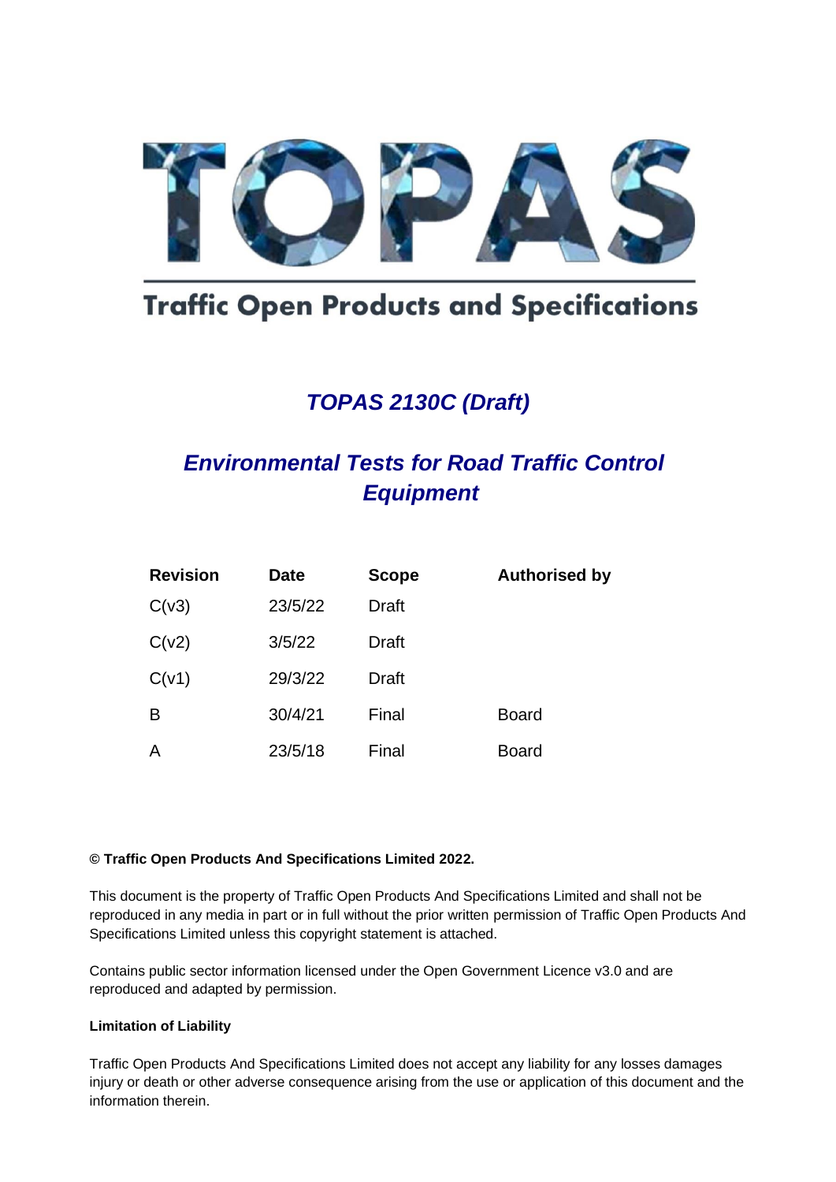# TOPAS

## Traffic Open Products and Specifications

## *TOPAS 2130C (Draft)*

## *Environmental Tests for Road Traffic Control Equipment*

| Revision | Date | Scope | Authorised by |
| --- | --- | --- | --- |
| C(v3) | 23/5/22 | Draft | |
| C(v2) | 3/5/22 | Draft | |
| C(v1) | 29/3/22 | Draft | |
| B | 30/4/21 | Final | Board |
| A | 23/5/18 | Final | Board |

**© Traffic Open Products And Specifications Limited 2022.**

This document is the property of Traffic Open Products And Specifications Limited and shall not be reproduced in any media in part or in full without the prior written permission of Traffic Open Products And Specifications Limited unless this copyright statement is attached.

Contains public sector information licensed under the Open Government Licence v3.0 and are reproduced and adapted by permission.

**Limitation of Liability**

Traffic Open Products And Specifications Limited does not accept any liability for any losses damages injury or death or other adverse consequence arising from the use or application of this document and the information therein.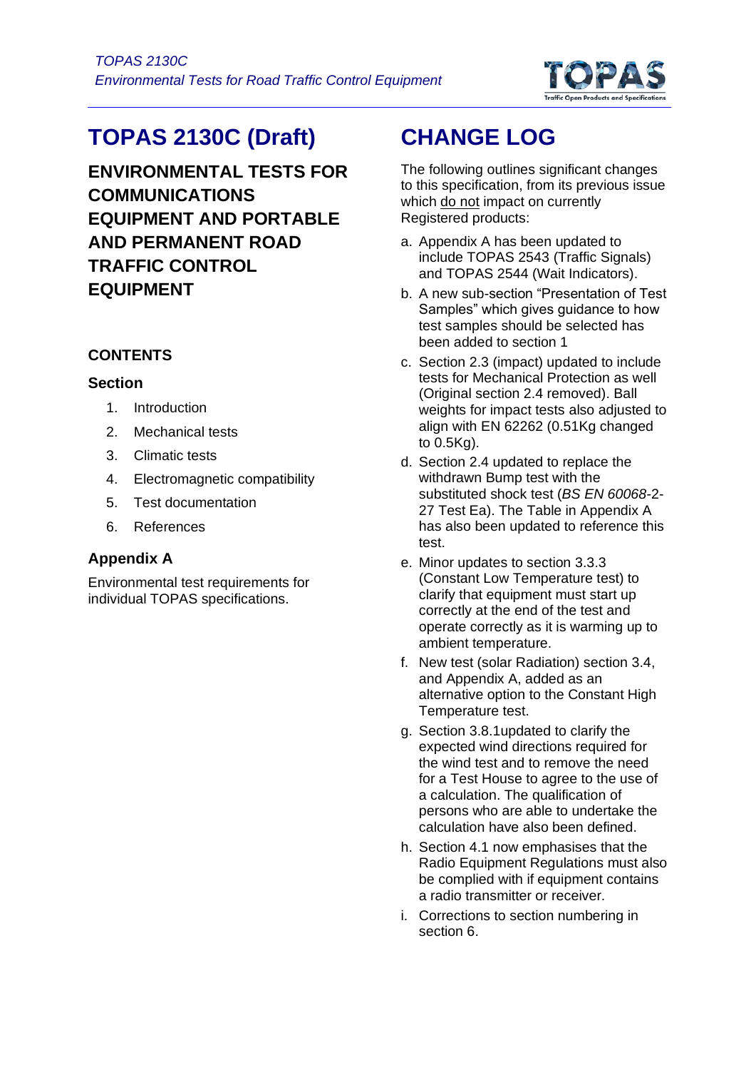# TOPAS 2130C (Draft)

## ENVIRONMENTAL TESTS FOR COMMUNICATIONS EQUIPMENT AND PORTABLE AND PERMANENT ROAD TRAFFIC CONTROL EQUIPMENT

### CONTENTS

#### Section

1. Introduction
2. Mechanical tests
3. Climatic tests
4. Electromagnetic compatibility
5. Test documentation
6. References

#### Appendix A

Environmental test requirements for individual TOPAS specifications.

# CHANGE LOG

The following outlines significant changes to this specification, from its previous issue which do not impact on currently Registered products:

a. Appendix A has been updated to include TOPAS 2543 (Traffic Signals) and TOPAS 2544 (Wait Indicators).

b. A new sub-section "Presentation of Test Samples" which gives guidance to how test samples should be selected has been added to section 1

c. Section 2.3 (impact) updated to include tests for Mechanical Protection as well (Original section 2.4 removed). Ball weights for impact tests also adjusted to align with EN 62262 (0.51Kg changed to 0.5Kg).

d. Section 2.4 updated to replace the withdrawn Bump test with the substituted shock test (*BS EN 60068*-2-27 Test Ea). The Table in Appendix A has also been updated to reference this test.

e. Minor updates to section 3.3.3 (Constant Low Temperature test) to clarify that equipment must start up correctly at the end of the test and operate correctly as it is warming up to ambient temperature.

f. New test (solar Radiation) section 3.4, and Appendix A, added as an alternative option to the Constant High Temperature test.

g. Section 3.8.1updated to clarify the expected wind directions required for the wind test and to remove the need for a Test House to agree to the use of a calculation. The qualification of persons who are able to undertake the calculation have also been defined.

h. Section 4.1 now emphasises that the Radio Equipment Regulations must also be complied with if equipment contains a radio transmitter or receiver.

i. Corrections to section numbering in section 6.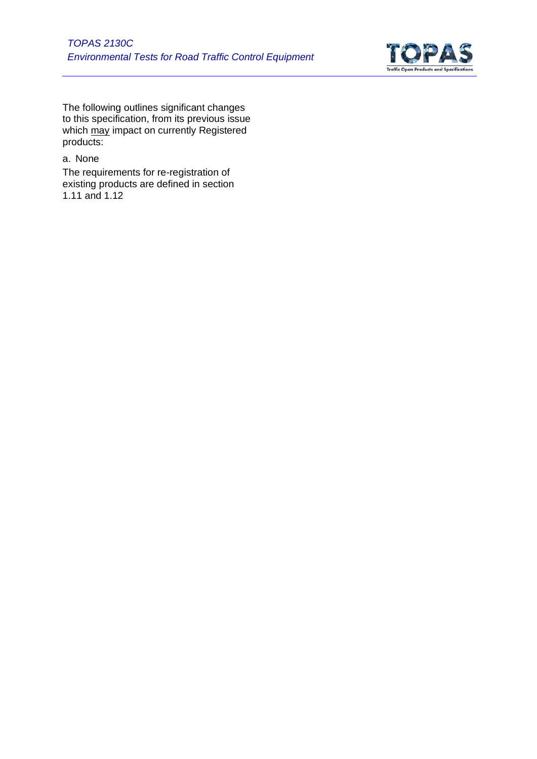The following outlines significant changes to this specification, from its previous issue which <u>may</u> impact on currently Registered products:

a. None

The requirements for re-registration of existing products are defined in section 1.11 and 1.12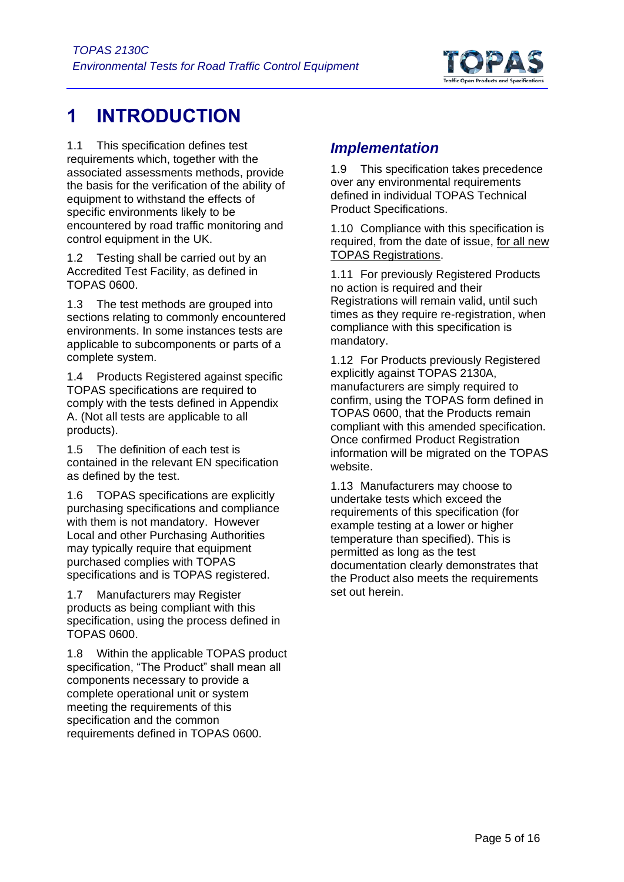# 1 INTRODUCTION

1.1 This specification defines test requirements which, together with the associated assessments methods, provide the basis for the verification of the ability of equipment to withstand the effects of specific environments likely to be encountered by road traffic monitoring and control equipment in the UK.

1.2 Testing shall be carried out by an Accredited Test Facility, as defined in TOPAS 0600.

1.3 The test methods are grouped into sections relating to commonly encountered environments. In some instances tests are applicable to subcomponents or parts of a complete system.

1.4 Products Registered against specific TOPAS specifications are required to comply with the tests defined in Appendix A. (Not all tests are applicable to all products).

1.5 The definition of each test is contained in the relevant EN specification as defined by the test.

1.6 TOPAS specifications are explicitly purchasing specifications and compliance with them is not mandatory. However Local and other Purchasing Authorities may typically require that equipment purchased complies with TOPAS specifications and is TOPAS registered.

1.7 Manufacturers may Register products as being compliant with this specification, using the process defined in TOPAS 0600.

1.8 Within the applicable TOPAS product specification, "The Product" shall mean all components necessary to provide a complete operational unit or system meeting the requirements of this specification and the common requirements defined in TOPAS 0600.

## *Implementation*

1.9 This specification takes precedence over any environmental requirements defined in individual TOPAS Technical Product Specifications.

1.10 Compliance with this specification is required, from the date of issue, for all new TOPAS Registrations.

1.11 For previously Registered Products no action is required and their Registrations will remain valid, until such times as they require re-registration, when compliance with this specification is mandatory.

1.12 For Products previously Registered explicitly against TOPAS 2130A, manufacturers are simply required to confirm, using the TOPAS form defined in TOPAS 0600, that the Products remain compliant with this amended specification. Once confirmed Product Registration information will be migrated on the TOPAS website.

1.13 Manufacturers may choose to undertake tests which exceed the requirements of this specification (for example testing at a lower or higher temperature than specified). This is permitted as long as the test documentation clearly demonstrates that the Product also meets the requirements set out herein.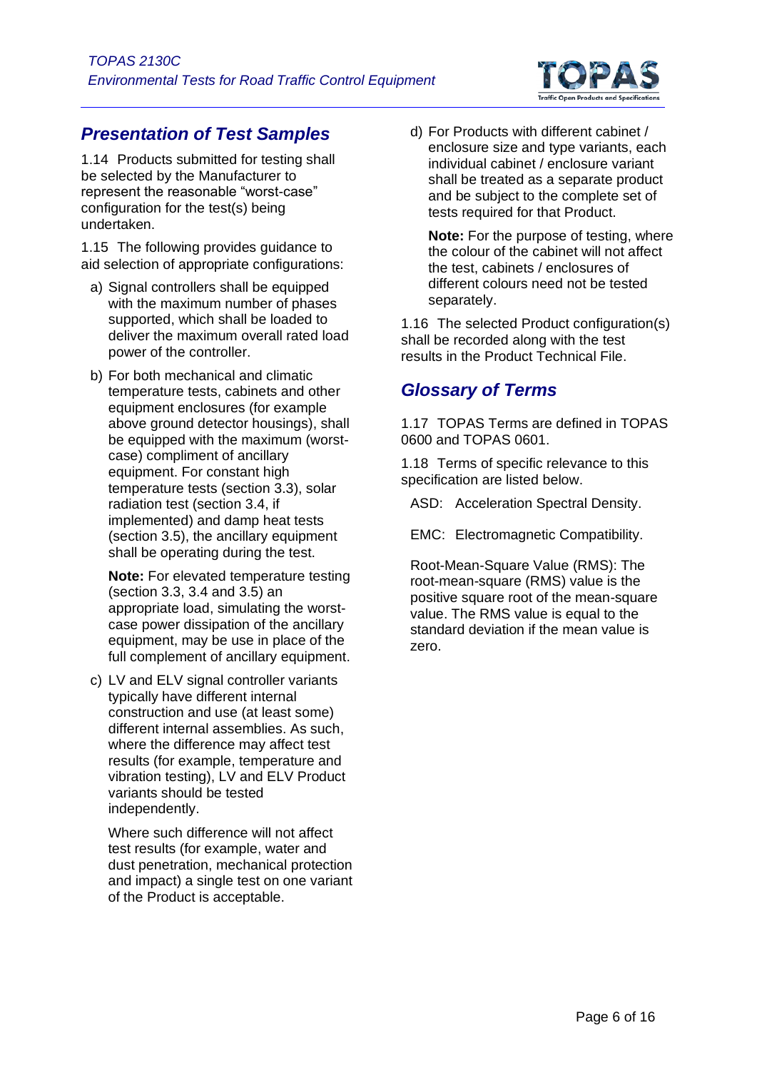## Presentation of Test Samples

1.14 Products submitted for testing shall be selected by the Manufacturer to represent the reasonable "worst-case" configuration for the test(s) being undertaken.

1.15 The following provides guidance to aid selection of appropriate configurations:

a) Signal controllers shall be equipped with the maximum number of phases supported, which shall be loaded to deliver the maximum overall rated load power of the controller.

b) For both mechanical and climatic temperature tests, cabinets and other equipment enclosures (for example above ground detector housings), shall be equipped with the maximum (worst-case) compliment of ancillary equipment. For constant high temperature tests (section 3.3), solar radiation test (section 3.4, if implemented) and damp heat tests (section 3.5), the ancillary equipment shall be operating during the test.

   **Note:** For elevated temperature testing (section 3.3, 3.4 and 3.5) an appropriate load, simulating the worst-case power dissipation of the ancillary equipment, may be use in place of the full complement of ancillary equipment.

c) LV and ELV signal controller variants typically have different internal construction and use (at least some) different internal assemblies. As such, where the difference may affect test results (for example, temperature and vibration testing), LV and ELV Product variants should be tested independently.

   Where such difference will not affect test results (for example, water and dust penetration, mechanical protection and impact) a single test on one variant of the Product is acceptable.

d) For Products with different cabinet / enclosure size and type variants, each individual cabinet / enclosure variant shall be treated as a separate product and be subject to the complete set of tests required for that Product.

   **Note:** For the purpose of testing, where the colour of the cabinet will not affect the test, cabinets / enclosures of different colours need not be tested separately.

1.16 The selected Product configuration(s) shall be recorded along with the test results in the Product Technical File.

## Glossary of Terms

1.17 TOPAS Terms are defined in TOPAS 0600 and TOPAS 0601.

1.18 Terms of specific relevance to this specification are listed below.

ASD: Acceleration Spectral Density.

EMC: Electromagnetic Compatibility.

Root-Mean-Square Value (RMS): The root-mean-square (RMS) value is the positive square root of the mean-square value. The RMS value is equal to the standard deviation if the mean value is zero.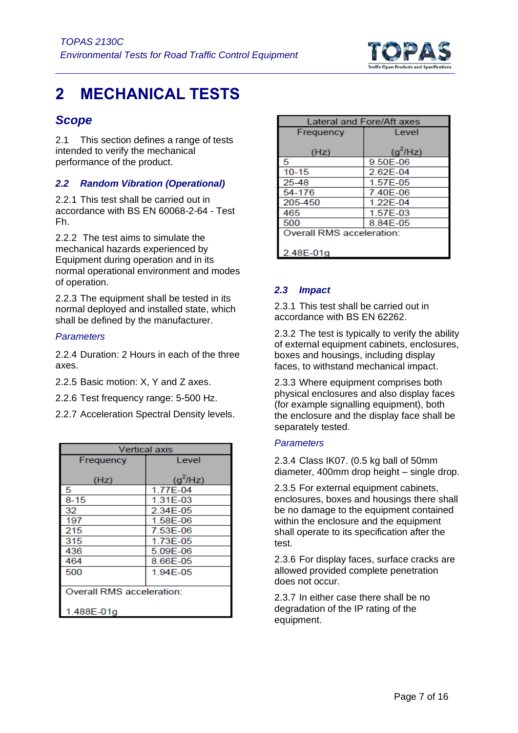# 2 MECHANICAL TESTS

## Scope

2.1 This section defines a range of tests intended to verify the mechanical performance of the product.

### 2.2 Random Vibration (Operational)

2.2.1 This test shall be carried out in accordance with BS EN 60068-2-64 - Test Fh.

2.2.2 The test aims to simulate the mechanical hazards experienced by Equipment during operation and in its normal operational environment and modes of operation.

2.2.3 The equipment shall be tested in its normal deployed and installed state, which shall be defined by the manufacturer.

*Parameters*

2.2.4 Duration: 2 Hours in each of the three axes.

2.2.5 Basic motion: X, Y and Z axes.

2.2.6 Test frequency range: 5-500 Hz.

2.2.7 Acceleration Spectral Density levels.

| Vertical axis | |
|---|---|
| Frequency (Hz) | Level ($g^2$/Hz) |
| 5 | 1.77E-04 |
| 8-15 | 1.31E-03 |
| 32 | 2.34E-05 |
| 197 | 1.58E-06 |
| 215 | 7.53E-06 |
| 315 | 1.73E-05 |
| 436 | 5.09E-06 |
| 464 | 8.66E-05 |
| 500 | 1.94E-05 |
| Overall RMS acceleration: 1.488E-01g | |

| Lateral and Fore/Aft axes | |
|---|---|
| Frequency (Hz) | Level ($g^2$/Hz) |
| 5 | 9.50E-06 |
| 10-15 | 2.62E-04 |
| 25-48 | 1.57E-05 |
| 54-176 | 7.40E-06 |
| 205-450 | 1.22E-04 |
| 465 | 1.57E-03 |
| 500 | 8.84E-05 |
| Overall RMS acceleration: 2.48E-01g | |

### 2.3 Impact

2.3.1 This test shall be carried out in accordance with BS EN 62262.

2.3.2 The test is typically to verify the ability of external equipment cabinets, enclosures, boxes and housings, including display faces, to withstand mechanical impact.

2.3.3 Where equipment comprises both physical enclosures and also display faces (for example signalling equipment), both the enclosure and the display face shall be separately tested.

*Parameters*

2.3.4 Class IK07. (0.5 kg ball of 50mm diameter, 400mm drop height – single drop.

2.3.5 For external equipment cabinets, enclosures, boxes and housings there shall be no damage to the equipment contained within the enclosure and the equipment shall operate to its specification after the test.

2.3.6 For display faces, surface cracks are allowed provided complete penetration does not occur.

2.3.7 In either case there shall be no degradation of the IP rating of the equipment.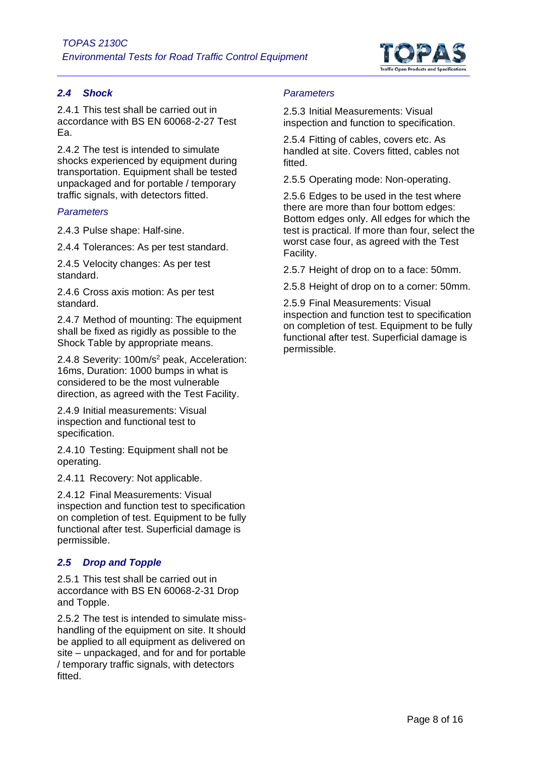## 2.4 Shock

2.4.1 This test shall be carried out in accordance with BS EN 60068-2-27 Test Ea.

2.4.2 The test is intended to simulate shocks experienced by equipment during transportation. Equipment shall be tested unpackaged and for portable / temporary traffic signals, with detectors fitted.

### Parameters

2.4.3 Pulse shape: Half-sine.

2.4.4 Tolerances: As per test standard.

2.4.5 Velocity changes: As per test standard.

2.4.6 Cross axis motion: As per test standard.

2.4.7 Method of mounting: The equipment shall be fixed as rigidly as possible to the Shock Table by appropriate means.

2.4.8 Severity: $100m/s^2$ peak, Acceleration: 16ms, Duration: 1000 bumps in what is considered to be the most vulnerable direction, as agreed with the Test Facility.

2.4.9 Initial measurements: Visual inspection and functional test to specification.

2.4.10 Testing: Equipment shall not be operating.

2.4.11 Recovery: Not applicable.

2.4.12 Final Measurements: Visual inspection and function test to specification on completion of test. Equipment to be fully functional after test. Superficial damage is permissible.

## 2.5 Drop and Topple

2.5.1 This test shall be carried out in accordance with BS EN 60068-2-31 Drop and Topple.

2.5.2 The test is intended to simulate miss-handling of the equipment on site. It should be applied to all equipment as delivered on site – unpackaged, and for and for portable / temporary traffic signals, with detectors fitted.

### Parameters

2.5.3 Initial Measurements: Visual inspection and function to specification.

2.5.4 Fitting of cables, covers etc. As handled at site. Covers fitted, cables not fitted.

2.5.5 Operating mode: Non-operating.

2.5.6 Edges to be used in the test where there are more than four bottom edges: Bottom edges only. All edges for which the test is practical. If more than four, select the worst case four, as agreed with the Test Facility.

2.5.7 Height of drop on to a face: 50mm.

2.5.8 Height of drop on to a corner: 50mm.

2.5.9 Final Measurements: Visual inspection and function test to specification on completion of test. Equipment to be fully functional after test. Superficial damage is permissible.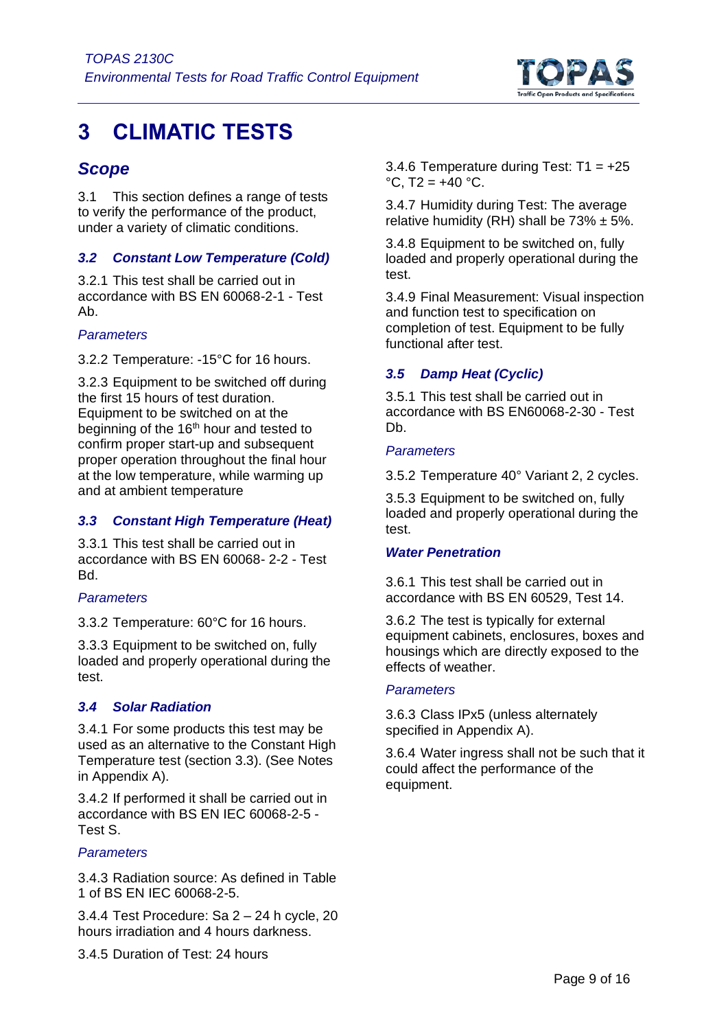# 3 CLIMATIC TESTS

## Scope

3.1 This section defines a range of tests to verify the performance of the product, under a variety of climatic conditions.

### *3.2 Constant Low Temperature (Cold)*

3.2.1 This test shall be carried out in accordance with BS EN 60068-2-1 - Test Ab.

*Parameters*

3.2.2 Temperature: -15°C for 16 hours.

3.2.3 Equipment to be switched off during the first 15 hours of test duration. Equipment to be switched on at the beginning of the 16th hour and tested to confirm proper start-up and subsequent proper operation throughout the final hour at the low temperature, while warming up and at ambient temperature

### *3.3 Constant High Temperature (Heat)*

3.3.1 This test shall be carried out in accordance with BS EN 60068- 2-2 - Test Bd.

*Parameters*

3.3.2 Temperature: 60°C for 16 hours.

3.3.3 Equipment to be switched on, fully loaded and properly operational during the test.

### *3.4 Solar Radiation*

3.4.1 For some products this test may be used as an alternative to the Constant High Temperature test (section 3.3). (See Notes in Appendix A).

3.4.2 If performed it shall be carried out in accordance with BS EN IEC 60068-2-5 - Test S.

*Parameters*

3.4.3 Radiation source: As defined in Table 1 of BS EN IEC 60068-2-5.

3.4.4 Test Procedure: Sa 2 – 24 h cycle, 20 hours irradiation and 4 hours darkness.

3.4.5 Duration of Test: 24 hours

3.4.6 Temperature during Test: T1 = +25 °C, T2 = +40 °C.

3.4.7 Humidity during Test: The average relative humidity (RH) shall be 73% ± 5%.

3.4.8 Equipment to be switched on, fully loaded and properly operational during the test.

3.4.9 Final Measurement: Visual inspection and function test to specification on completion of test. Equipment to be fully functional after test.

### *3.5 Damp Heat (Cyclic)*

3.5.1 This test shall be carried out in accordance with BS EN60068-2-30 - Test Db.

*Parameters*

3.5.2 Temperature 40° Variant 2, 2 cycles.

3.5.3 Equipment to be switched on, fully loaded and properly operational during the test.

### *Water Penetration*

3.6.1 This test shall be carried out in accordance with BS EN 60529, Test 14.

3.6.2 The test is typically for external equipment cabinets, enclosures, boxes and housings which are directly exposed to the effects of weather.

*Parameters*

3.6.3 Class IPx5 (unless alternately specified in Appendix A).

3.6.4 Water ingress shall not be such that it could affect the performance of the equipment.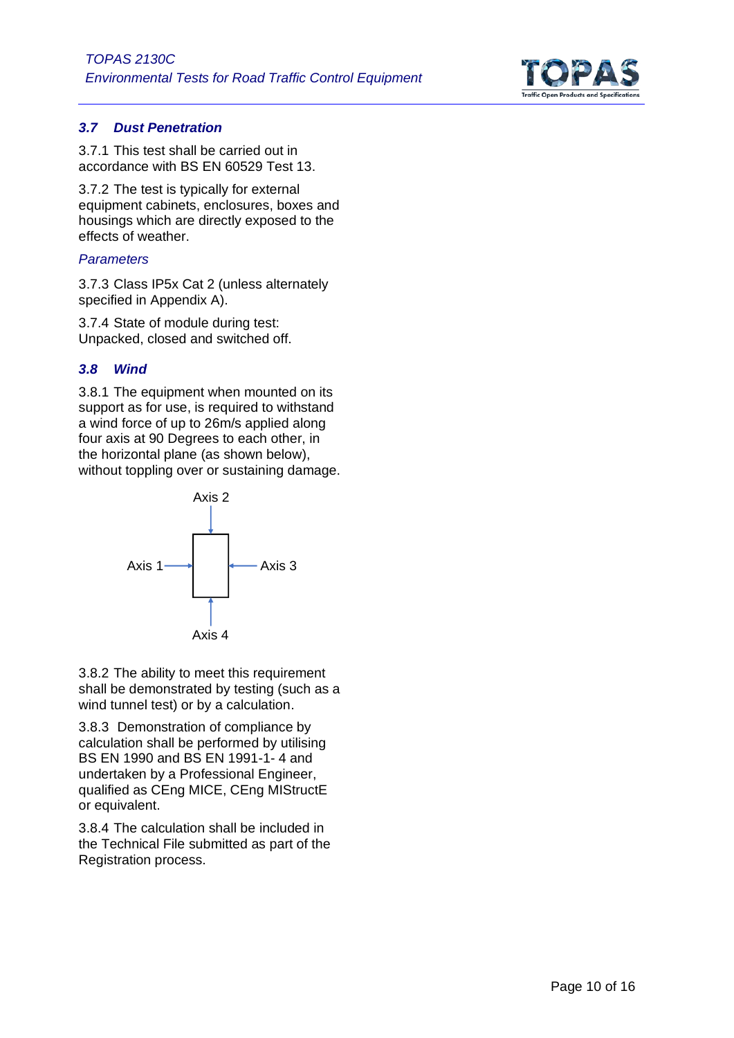### 3.7 Dust Penetration

3.7.1 This test shall be carried out in accordance with BS EN 60529 Test 13.

3.7.2 The test is typically for external equipment cabinets, enclosures, boxes and housings which are directly exposed to the effects of weather.

*Parameters*

3.7.3 Class IP5x Cat 2 (unless alternately specified in Appendix A).

3.7.4 State of module during test: Unpacked, closed and switched off.

### 3.8 Wind

3.8.1 The equipment when mounted on its support as for use, is required to withstand a wind force of up to 26m/s applied along four axis at 90 Degrees to each other, in the horizontal plane (as shown below), without toppling over or sustaining damage.

Axis 2

Axis 1 Axis 3

Axis 4

3.8.2 The ability to meet this requirement shall be demonstrated by testing (such as a wind tunnel test) or by a calculation.

3.8.3 Demonstration of compliance by calculation shall be performed by utilising BS EN 1990 and BS EN 1991-1- 4 and undertaken by a Professional Engineer, qualified as CEng MICE, CEng MIStructE or equivalent.

3.8.4 The calculation shall be included in the Technical File submitted as part of the Registration process.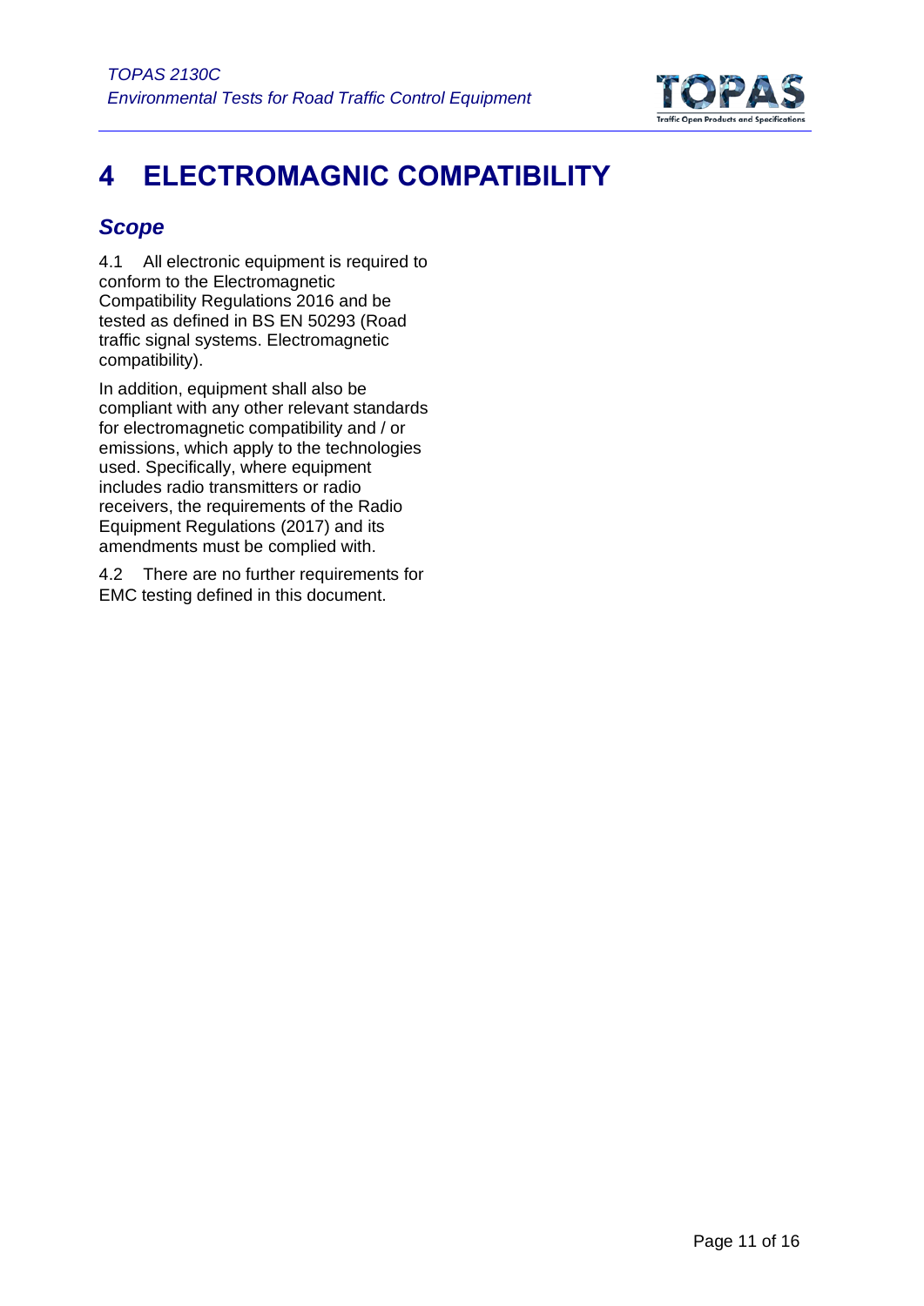# 4 ELECTROMAGNIC COMPATIBILITY

## *Scope*

4.1 All electronic equipment is required to conform to the Electromagnetic Compatibility Regulations 2016 and be tested as defined in BS EN 50293 (Road traffic signal systems. Electromagnetic compatibility).

In addition, equipment shall also be compliant with any other relevant standards for electromagnetic compatibility and / or emissions, which apply to the technologies used. Specifically, where equipment includes radio transmitters or radio receivers, the requirements of the Radio Equipment Regulations (2017) and its amendments must be complied with.

4.2 There are no further requirements for EMC testing defined in this document.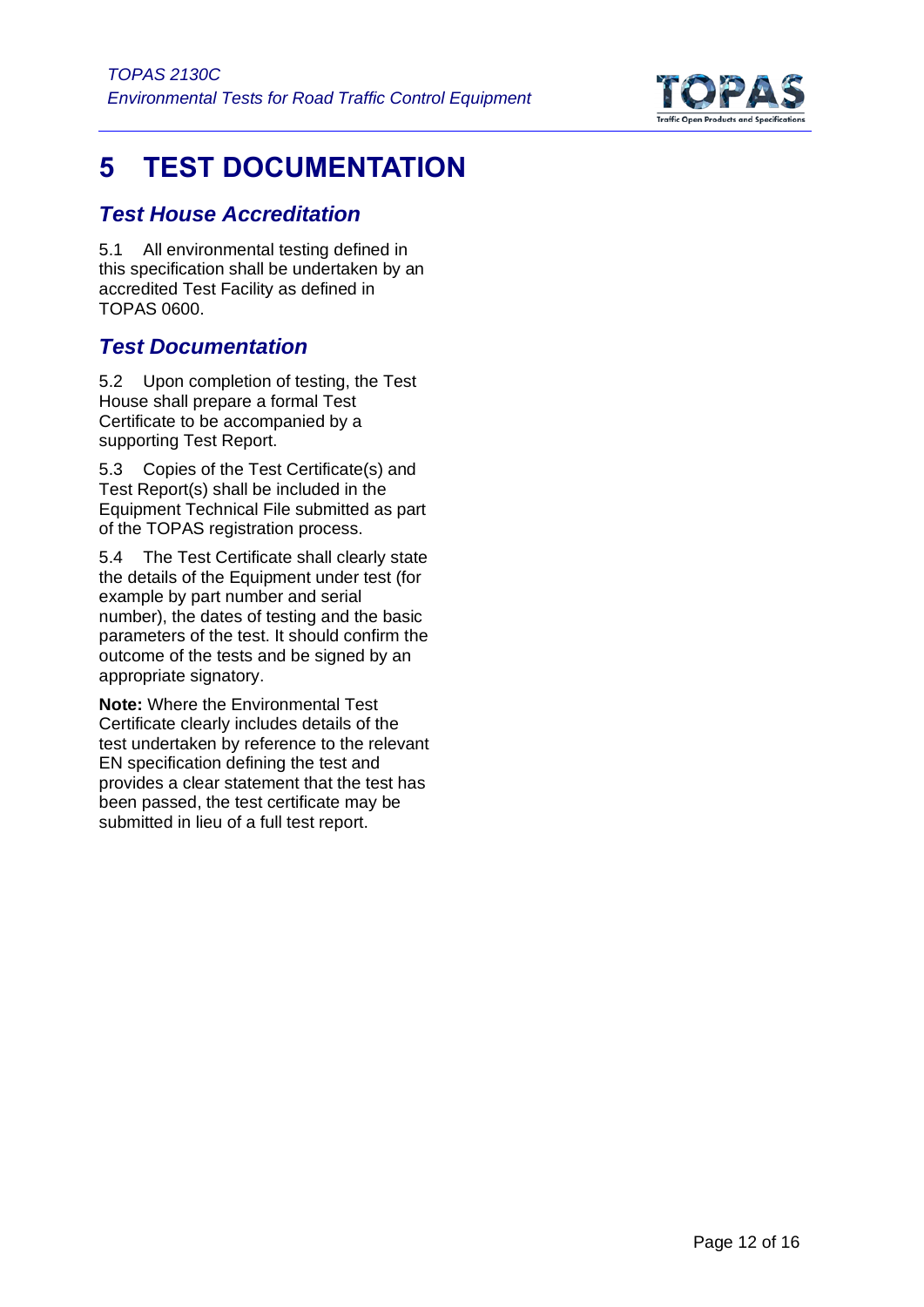# 5 TEST DOCUMENTATION

## *Test House Accreditation*

5.1 All environmental testing defined in this specification shall be undertaken by an accredited Test Facility as defined in TOPAS 0600.

## *Test Documentation*

5.2 Upon completion of testing, the Test House shall prepare a formal Test Certificate to be accompanied by a supporting Test Report.

5.3 Copies of the Test Certificate(s) and Test Report(s) shall be included in the Equipment Technical File submitted as part of the TOPAS registration process.

5.4 The Test Certificate shall clearly state the details of the Equipment under test (for example by part number and serial number), the dates of testing and the basic parameters of the test. It should confirm the outcome of the tests and be signed by an appropriate signatory.

**Note:** Where the Environmental Test Certificate clearly includes details of the test undertaken by reference to the relevant EN specification defining the test and provides a clear statement that the test has been passed, the test certificate may be submitted in lieu of a full test report.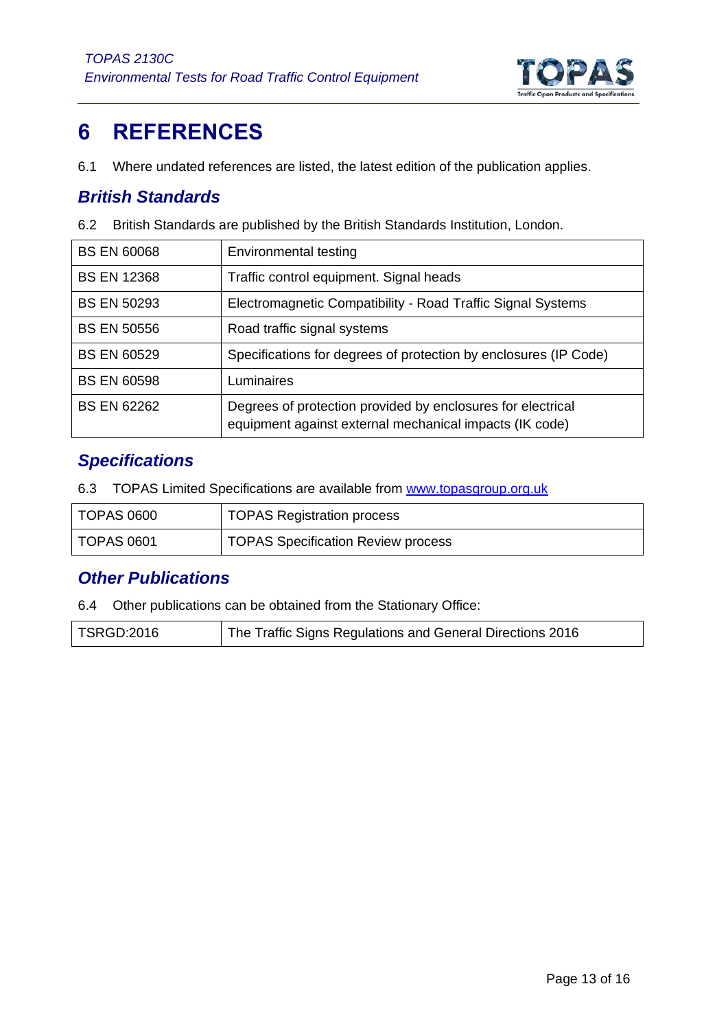# 6 REFERENCES

6.1 Where undated references are listed, the latest edition of the publication applies.

## *British Standards*

6.2 British Standards are published by the British Standards Institution, London.

| | |
|---|---|
| BS EN 60068 | Environmental testing |
| BS EN 12368 | Traffic control equipment. Signal heads |
| BS EN 50293 | Electromagnetic Compatibility - Road Traffic Signal Systems |
| BS EN 50556 | Road traffic signal systems |
| BS EN 60529 | Specifications for degrees of protection by enclosures (IP Code) |
| BS EN 60598 | Luminaires |
| BS EN 62262 | Degrees of protection provided by enclosures for electrical equipment against external mechanical impacts (IK code) |

## *Specifications*

6.3 TOPAS Limited Specifications are available from www.topasgroup.org.uk

| | |
|---|---|
| TOPAS 0600 | TOPAS Registration process |
| TOPAS 0601 | TOPAS Specification Review process |

## *Other Publications*

6.4 Other publications can be obtained from the Stationary Office:

| | |
|---|---|
| TSRGD:2016 | The Traffic Signs Regulations and General Directions 2016 |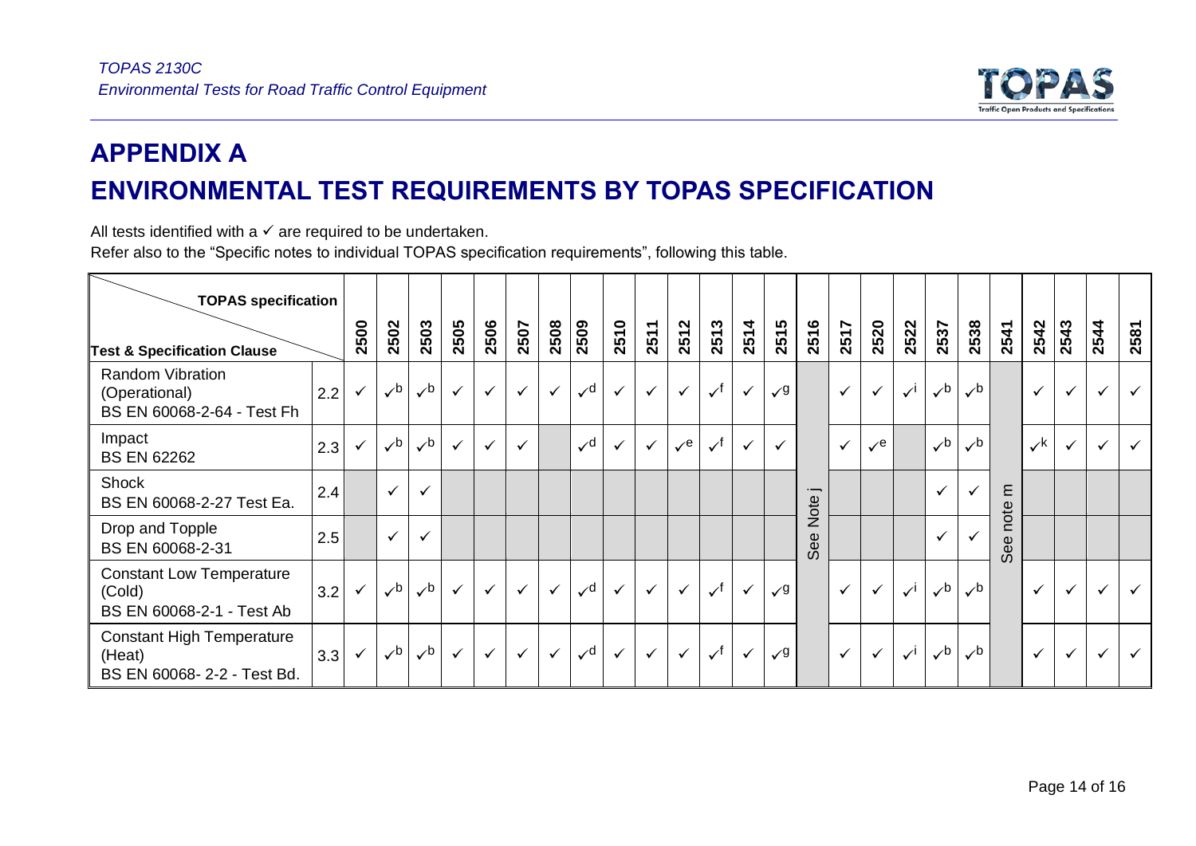# APPENDIX A

# ENVIRONMENTAL TEST REQUIREMENTS BY TOPAS SPECIFICATION

All tests identified with a ✓ are required to be undertaken.

Refer also to the "Specific notes to individual TOPAS specification requirements", following this table.

| Test & Specification Clause | | 2500 | 2502 | 2503 | 2505 | 2506 | 2507 | 2508 | 2509 | 2510 | 2511 | 2512 | 2513 | 2514 | 2515 | 2516 | 2517 | 2520 | 2522 | 2537 | 2538 | 2541 | 2542 | 2543 | 2544 | 2581 |
|---|---|---|---|---|---|---|---|---|---|---|---|---|---|---|---|---|---|---|---|---|---|---|---|---|---|---|
| Random Vibration (Operational) BS EN 60068-2-64 - Test Fh | 2.2 | ✓ | ✓[b] | ✓[b] | ✓ | ✓ | ✓ | ✓ | ✓[d] | ✓ | ✓ | ✓ | ✓[f] | ✓ | ✓[g] | See Note j | ✓ | ✓ | ✓[i] | ✓[b] | ✓[b] | See note m | ✓ | ✓ | ✓ | ✓ |
| Impact BS EN 62262 | 2.3 | ✓ | ✓[b] | ✓[b] | ✓ | ✓ | ✓ | | ✓[d] | ✓ | ✓ | ✓[e] | ✓[f] | ✓ | ✓ | See Note j | ✓ | ✓[e] | | ✓[b] | ✓[b] | See note m | ✓[k] | ✓ | ✓ | ✓ |
| Shock BS EN 60068-2-27 Test Ea. | 2.4 | | ✓ | ✓ | | | | | | | | | | | | See Note j | | | | ✓ | ✓ | See note m | | | | |
| Drop and Topple BS EN 60068-2-31 | 2.5 | | ✓ | ✓ | | | | | | | | | | | | See Note j | | | | ✓ | ✓ | See note m | | | | |
| Constant Low Temperature (Cold) BS EN 60068-2-1 - Test Ab | 3.2 | ✓ | ✓[b] | ✓[b] | ✓ | ✓ | ✓ | ✓ | ✓[d] | ✓ | ✓ | ✓ | ✓[f] | ✓ | ✓[g] | See Note j | ✓ | ✓ | ✓[i] | ✓[b] | ✓[b] | See note m | ✓ | ✓ | ✓ | ✓ |
| Constant High Temperature (Heat) BS EN 60068- 2-2 - Test Bd. | 3.3 | ✓ | ✓[b] | ✓[b] | ✓ | ✓ | ✓ | ✓ | ✓[d] | ✓ | ✓ | ✓ | ✓[f] | ✓ | ✓[g] | See Note j | ✓ | ✓ | ✓[i] | ✓[b] | ✓[b] | See note m | ✓ | ✓ | ✓ | ✓ |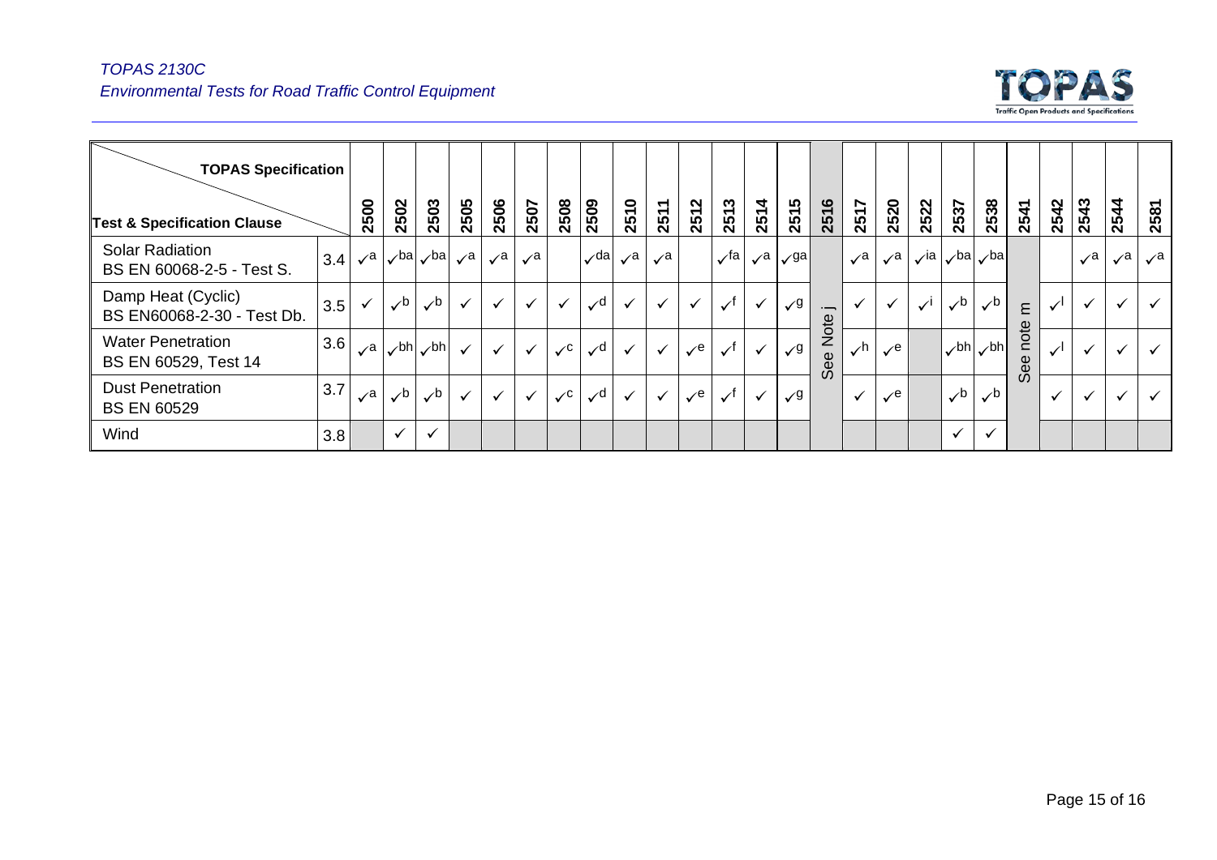| TOPAS Specification / Test & Specification Clause | | 2500 | 2502 | 2503 | 2505 | 2506 | 2507 | 2508 | 2509 | 2510 | 2511 | 2512 | 2513 | 2514 | 2515 | 2516 | 2517 | 2520 | 2522 | 2537 | 2538 | 2541 | 2542 | 2543 | 2544 | 2581 |
|---|---|---|---|---|---|---|---|---|---|---|---|---|---|---|---|---|---|---|---|---|---|---|---|---|---|---|
| Solar Radiation BS EN 60068-2-5 - Test S. | 3.4 | ✓a | ✓ba | ✓ba | ✓a | ✓a | ✓a | | ✓da | ✓a | ✓a | | ✓fa | ✓a | ✓ga | See Note j | ✓a | ✓a | ✓ia | ✓ba | ✓ba | See note m | | ✓a | ✓a | ✓a |
| Damp Heat (Cyclic) BS EN60068-2-30 - Test Db. | 3.5 | ✓ | ✓b | ✓b | ✓ | ✓ | ✓ | ✓ | ✓d | ✓ | ✓ | ✓ | ✓f | ✓ | ✓g | | ✓ | ✓ | ✓i | ✓b | ✓b | | ✓l | ✓ | ✓ | ✓ |
| Water Penetration BS EN 60529, Test 14 | 3.6 | ✓a | ✓bh | ✓bh | ✓ | ✓ | ✓ | ✓c | ✓d | ✓ | ✓ | ✓e | ✓f | ✓ | ✓g | | ✓h | ✓e | | ✓bh | ✓bh | | ✓l | ✓ | ✓ | ✓ |
| Dust Penetration BS EN 60529 | 3.7 | ✓a | ✓b | ✓b | ✓ | ✓ | ✓ | ✓c | ✓d | ✓ | ✓ | ✓e | ✓f | ✓ | ✓g | | ✓ | ✓e | | ✓b | ✓b | | ✓ | ✓ | ✓ | ✓ |
| Wind | 3.8 | | ✓ | ✓ | | | | | | | | | | | | | | | | ✓ | ✓ | | | | | |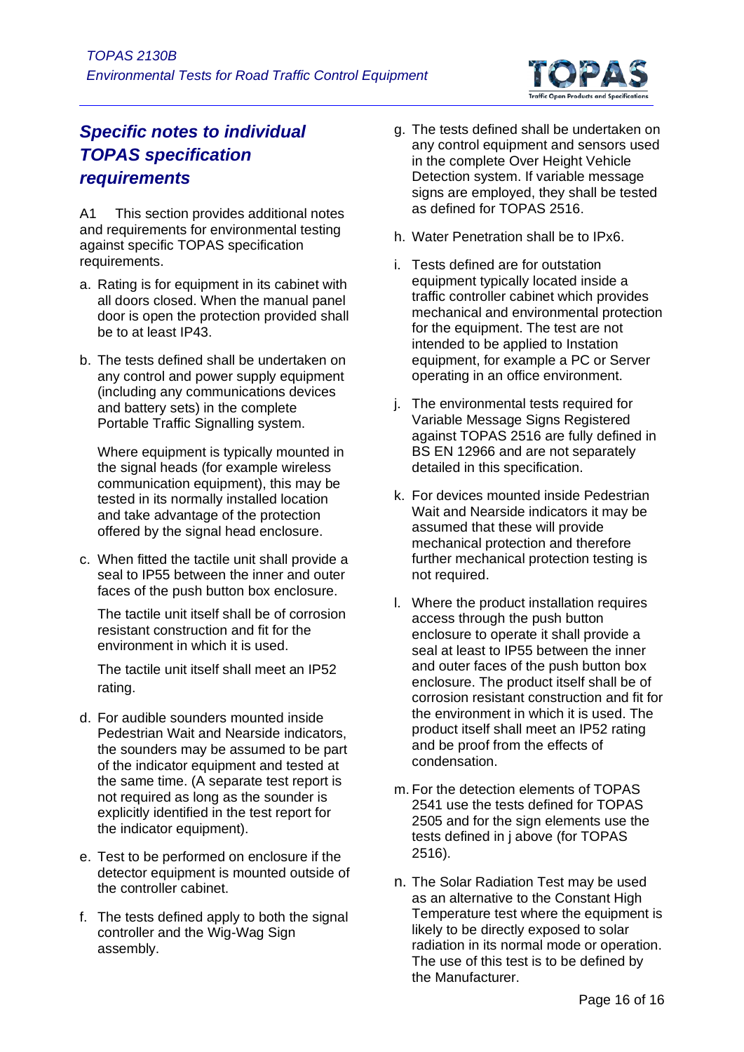## *Specific notes to individual TOPAS specification requirements*

A1 This section provides additional notes and requirements for environmental testing against specific TOPAS specification requirements.

a. Rating is for equipment in its cabinet with all doors closed. When the manual panel door is open the protection provided shall be to at least IP43.

b. The tests defined shall be undertaken on any control and power supply equipment (including any communications devices and battery sets) in the complete Portable Traffic Signalling system.

   Where equipment is typically mounted in the signal heads (for example wireless communication equipment), this may be tested in its normally installed location and take advantage of the protection offered by the signal head enclosure.

c. When fitted the tactile unit shall provide a seal to IP55 between the inner and outer faces of the push button box enclosure.

   The tactile unit itself shall be of corrosion resistant construction and fit for the environment in which it is used.

   The tactile unit itself shall meet an IP52 rating.

d. For audible sounders mounted inside Pedestrian Wait and Nearside indicators, the sounders may be assumed to be part of the indicator equipment and tested at the same time. (A separate test report is not required as long as the sounder is explicitly identified in the test report for the indicator equipment).

e. Test to be performed on enclosure if the detector equipment is mounted outside of the controller cabinet.

f. The tests defined apply to both the signal controller and the Wig-Wag Sign assembly.

g. The tests defined shall be undertaken on any control equipment and sensors used in the complete Over Height Vehicle Detection system. If variable message signs are employed, they shall be tested as defined for TOPAS 2516.

h. Water Penetration shall be to IPx6.

i. Tests defined are for outstation equipment typically located inside a traffic controller cabinet which provides mechanical and environmental protection for the equipment. The test are not intended to be applied to Instation equipment, for example a PC or Server operating in an office environment.

j. The environmental tests required for Variable Message Signs Registered against TOPAS 2516 are fully defined in BS EN 12966 and are not separately detailed in this specification.

k. For devices mounted inside Pedestrian Wait and Nearside indicators it may be assumed that these will provide mechanical protection and therefore further mechanical protection testing is not required.

l. Where the product installation requires access through the push button enclosure to operate it shall provide a seal at least to IP55 between the inner and outer faces of the push button box enclosure. The product itself shall be of corrosion resistant construction and fit for the environment in which it is used. The product itself shall meet an IP52 rating and be proof from the effects of condensation.

m. For the detection elements of TOPAS 2541 use the tests defined for TOPAS 2505 and for the sign elements use the tests defined in j above (for TOPAS 2516).

n. The Solar Radiation Test may be used as an alternative to the Constant High Temperature test where the equipment is likely to be directly exposed to solar radiation in its normal mode or operation. The use of this test is to be defined by the Manufacturer.